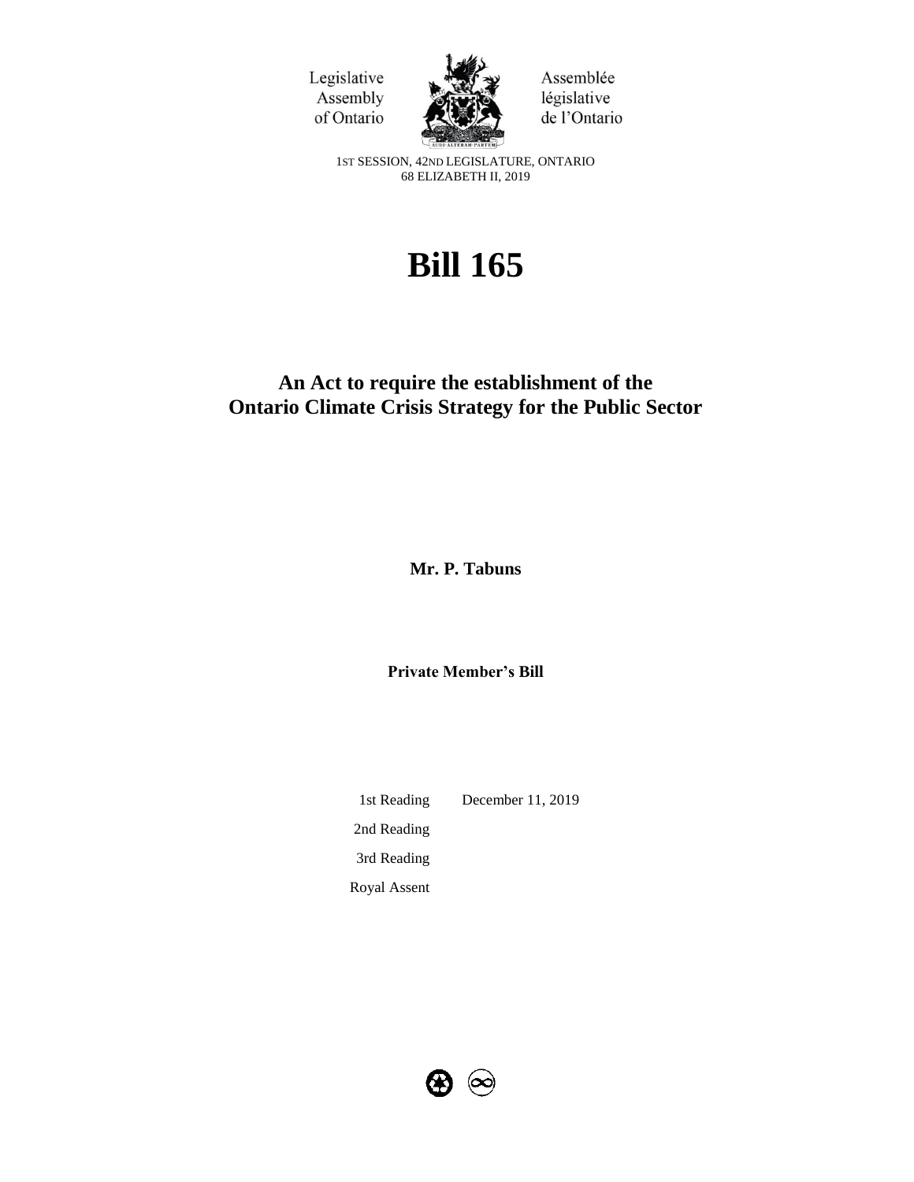Legislative Assembly of Ontario

Assemblée législative de l'Ontario

1ST SESSION, 42ND LEGISLATURE, ONTARIO
68 ELIZABETH II, 2019

# Bill 165

## An Act to require the establishment of the Ontario Climate Crisis Strategy for the Public Sector

**Mr. P. Tabuns**

**Private Member's Bill**

| | |
|---|---|
| 1st Reading | December 11, 2019 |
| 2nd Reading | |
| 3rd Reading | |
| Royal Assent | |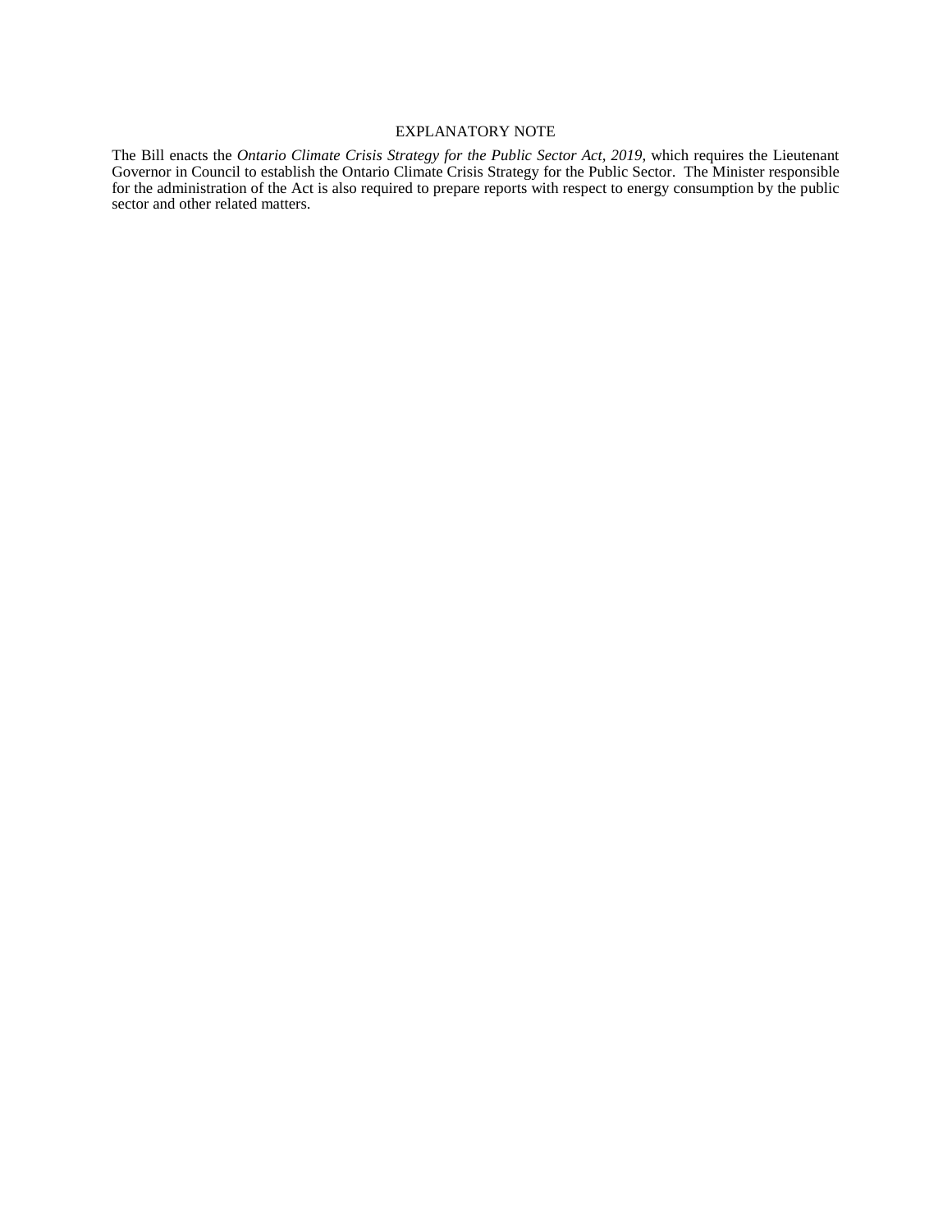EXPLANATORY NOTE

The Bill enacts the *Ontario Climate Crisis Strategy for the Public Sector Act, 2019*, which requires the Lieutenant Governor in Council to establish the Ontario Climate Crisis Strategy for the Public Sector. The Minister responsible for the administration of the Act is also required to prepare reports with respect to energy consumption by the public sector and other related matters.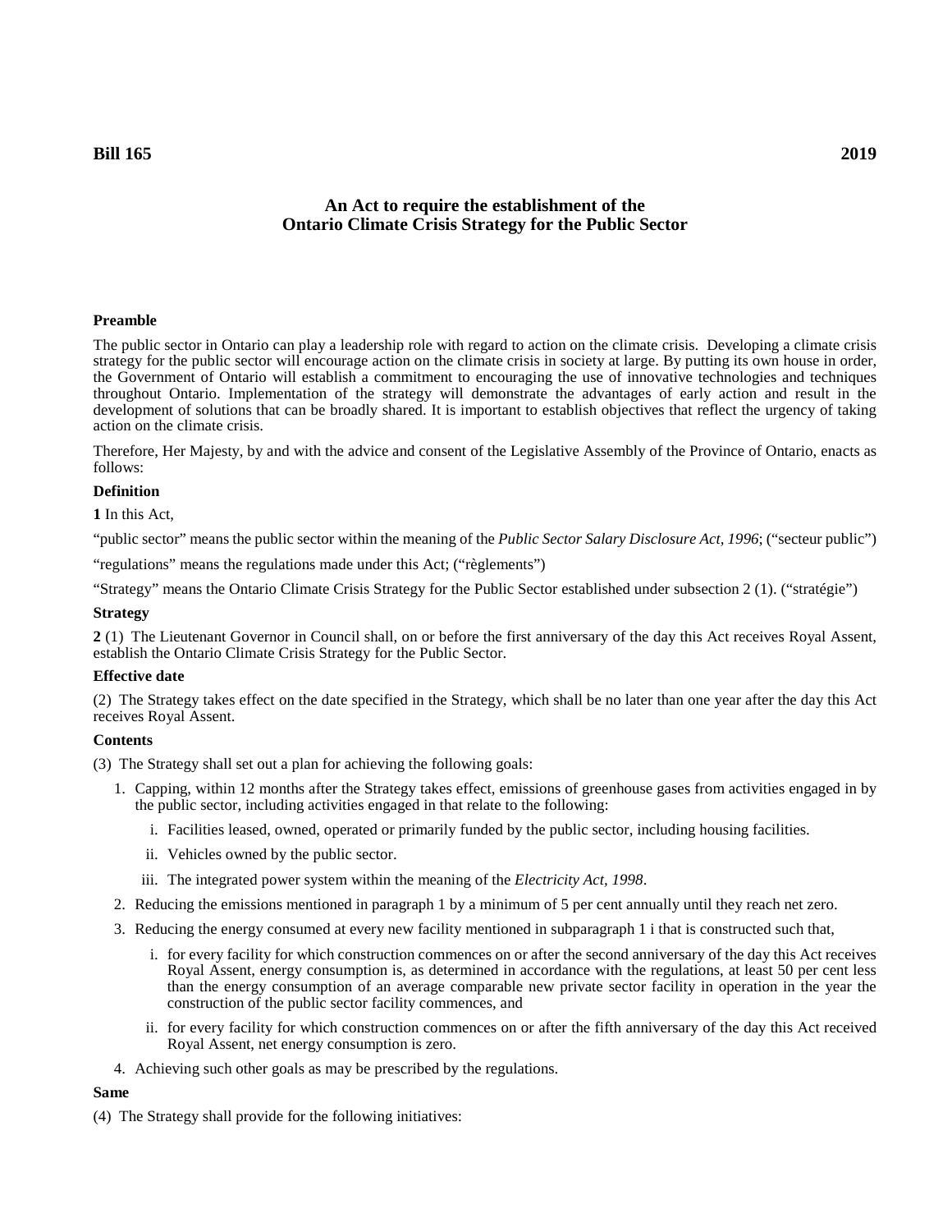**Bill 165** **2019**

## An Act to require the establishment of the Ontario Climate Crisis Strategy for the Public Sector

### Preamble

The public sector in Ontario can play a leadership role with regard to action on the climate crisis. Developing a climate crisis strategy for the public sector will encourage action on the climate crisis in society at large. By putting its own house in order, the Government of Ontario will establish a commitment to encouraging the use of innovative technologies and techniques throughout Ontario. Implementation of the strategy will demonstrate the advantages of early action and result in the development of solutions that can be broadly shared. It is important to establish objectives that reflect the urgency of taking action on the climate crisis.

Therefore, Her Majesty, by and with the advice and consent of the Legislative Assembly of the Province of Ontario, enacts as follows:

### Definition

**1** In this Act,

"public sector" means the public sector within the meaning of the *Public Sector Salary Disclosure Act, 1996*; ("secteur public")

"regulations" means the regulations made under this Act; ("règlements")

"Strategy" means the Ontario Climate Crisis Strategy for the Public Sector established under subsection 2 (1). ("stratégie")

### Strategy

**2** (1) The Lieutenant Governor in Council shall, on or before the first anniversary of the day this Act receives Royal Assent, establish the Ontario Climate Crisis Strategy for the Public Sector.

### Effective date

(2) The Strategy takes effect on the date specified in the Strategy, which shall be no later than one year after the day this Act receives Royal Assent.

### Contents

(3) The Strategy shall set out a plan for achieving the following goals:

1. Capping, within 12 months after the Strategy takes effect, emissions of greenhouse gases from activities engaged in by the public sector, including activities engaged in that relate to the following:
   i. Facilities leased, owned, operated or primarily funded by the public sector, including housing facilities.
   ii. Vehicles owned by the public sector.
   iii. The integrated power system within the meaning of the *Electricity Act, 1998*.
2. Reducing the emissions mentioned in paragraph 1 by a minimum of 5 per cent annually until they reach net zero.
3. Reducing the energy consumed at every new facility mentioned in subparagraph 1 i that is constructed such that,
   i. for every facility for which construction commences on or after the second anniversary of the day this Act receives Royal Assent, energy consumption is, as determined in accordance with the regulations, at least 50 per cent less than the energy consumption of an average comparable new private sector facility in operation in the year the construction of the public sector facility commences, and
   ii. for every facility for which construction commences on or after the fifth anniversary of the day this Act received Royal Assent, net energy consumption is zero.
4. Achieving such other goals as may be prescribed by the regulations.

### Same

(4) The Strategy shall provide for the following initiatives: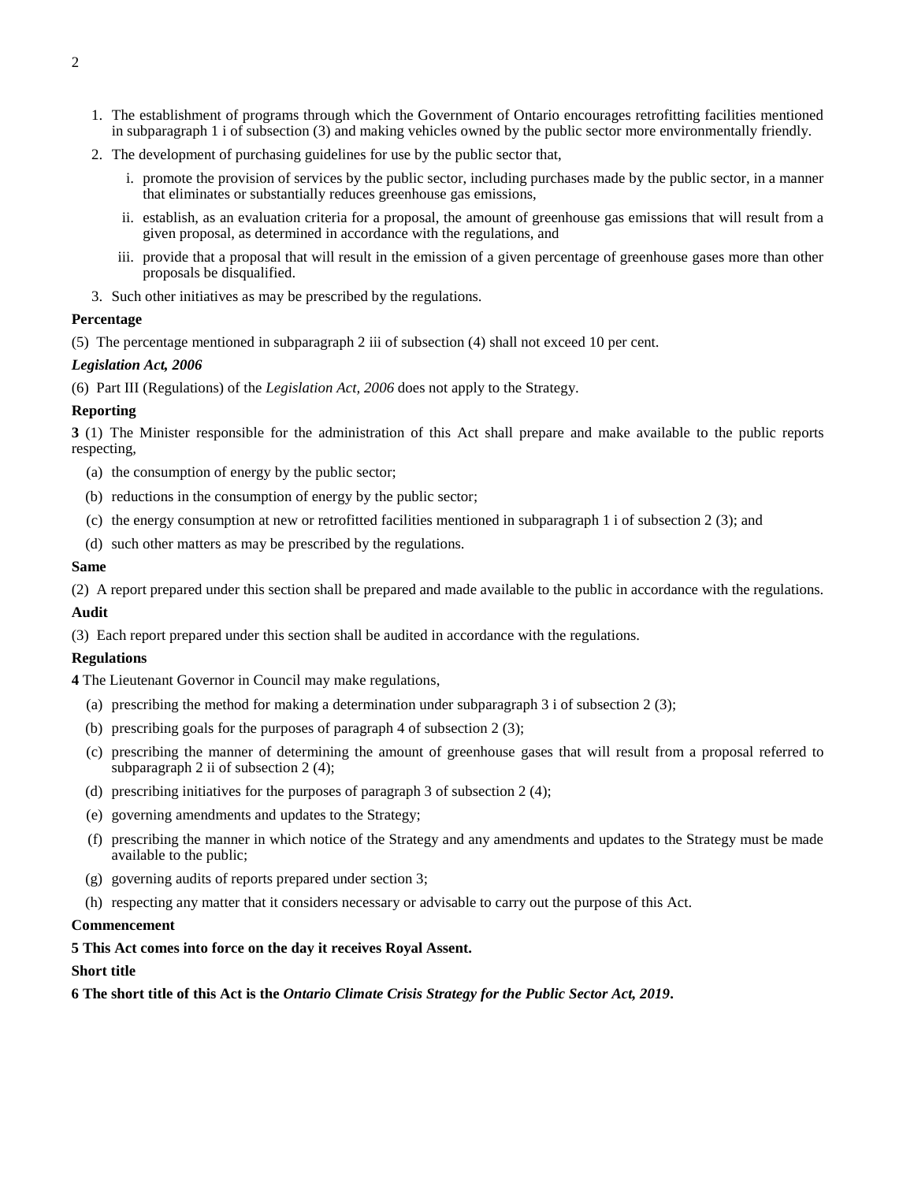1. The establishment of programs through which the Government of Ontario encourages retrofitting facilities mentioned in subparagraph 1 i of subsection (3) and making vehicles owned by the public sector more environmentally friendly.
2. The development of purchasing guidelines for use by the public sector that,
   i. promote the provision of services by the public sector, including purchases made by the public sector, in a manner that eliminates or substantially reduces greenhouse gas emissions,
   ii. establish, as an evaluation criteria for a proposal, the amount of greenhouse gas emissions that will result from a given proposal, as determined in accordance with the regulations, and
   iii. provide that a proposal that will result in the emission of a given percentage of greenhouse gases more than other proposals be disqualified.
3. Such other initiatives as may be prescribed by the regulations.

**Percentage**

(5) The percentage mentioned in subparagraph 2 iii of subsection (4) shall not exceed 10 per cent.

***Legislation Act, 2006***

(6) Part III (Regulations) of the *Legislation Act, 2006* does not apply to the Strategy.

**Reporting**

**3** (1) The Minister responsible for the administration of this Act shall prepare and make available to the public reports respecting,

(a) the consumption of energy by the public sector;

(b) reductions in the consumption of energy by the public sector;

(c) the energy consumption at new or retrofitted facilities mentioned in subparagraph 1 i of subsection 2 (3); and

(d) such other matters as may be prescribed by the regulations.

**Same**

(2) A report prepared under this section shall be prepared and made available to the public in accordance with the regulations.

**Audit**

(3) Each report prepared under this section shall be audited in accordance with the regulations.

**Regulations**

**4** The Lieutenant Governor in Council may make regulations,

(a) prescribing the method for making a determination under subparagraph 3 i of subsection 2 (3);

(b) prescribing goals for the purposes of paragraph 4 of subsection 2 (3);

(c) prescribing the manner of determining the amount of greenhouse gases that will result from a proposal referred to subparagraph 2 ii of subsection 2 (4);

(d) prescribing initiatives for the purposes of paragraph 3 of subsection 2 (4);

(e) governing amendments and updates to the Strategy;

(f) prescribing the manner in which notice of the Strategy and any amendments and updates to the Strategy must be made available to the public;

(g) governing audits of reports prepared under section 3;

(h) respecting any matter that it considers necessary or advisable to carry out the purpose of this Act.

**Commencement**

**5 This Act comes into force on the day it receives Royal Assent.**

**Short title**

**6 The short title of this Act is the *Ontario Climate Crisis Strategy for the Public Sector Act, 2019*.**